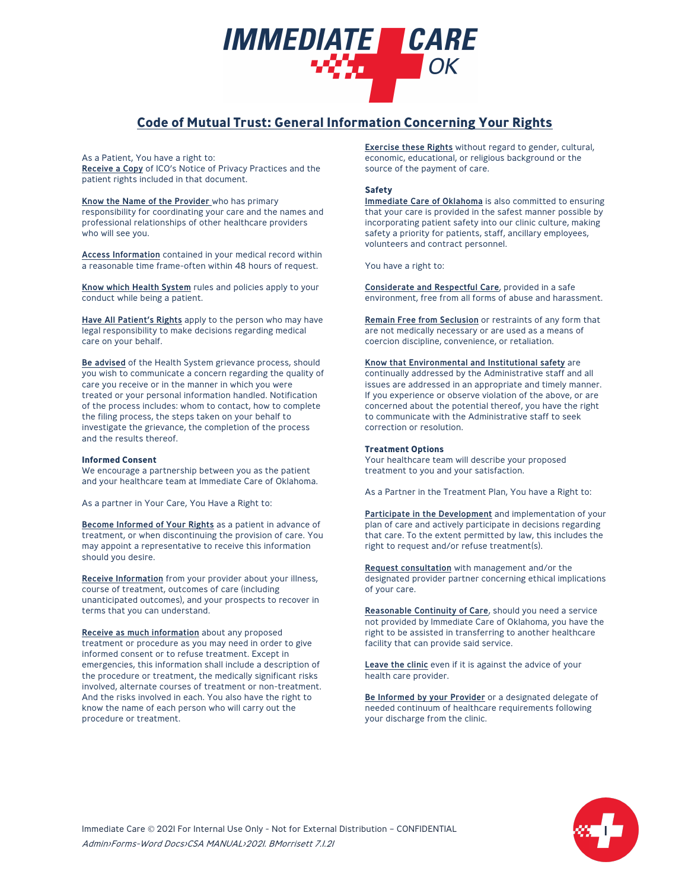# Code of Mutual Trust: General Information Concerning Your Rights

As a Patient, You have a right to:

**Receive a Copy** of ICO's Notice of Privacy Practices and the patient rights included in that document.

**Know the Name of the Provider** who has primary responsibility for coordinating your care and the names and professional relationships of other healthcare providers who will see you.

**Access Information** contained in your medical record within a reasonable time frame-often within 48 hours of request.

**Know which Health System** rules and policies apply to your conduct while being a patient.

**Have All Patient's Rights** apply to the person who may have legal responsibility to make decisions regarding medical care on your behalf.

**Be advised** of the Health System grievance process, should you wish to communicate a concern regarding the quality of care you receive or in the manner in which you were treated or your personal information handled. Notification of the process includes: whom to contact, how to complete the filing process, the steps taken on your behalf to investigate the grievance, the completion of the process and the results thereof.

### Informed Consent

We encourage a partnership between you as the patient and your healthcare team at Immediate Care of Oklahoma.

As a partner in Your Care, You Have a Right to:

**Become Informed of Your Rights** as a patient in advance of treatment, or when discontinuing the provision of care. You may appoint a representative to receive this information should you desire.

**Receive Information** from your provider about your illness, course of treatment, outcomes of care (including unanticipated outcomes), and your prospects to recover in terms that you can understand.

**Receive as much information** about any proposed treatment or procedure as you may need in order to give informed consent or to refuse treatment. Except in emergencies, this information shall include a description of the procedure or treatment, the medically significant risks involved, alternate courses of treatment or non-treatment. And the risks involved in each. You also have the right to know the name of each person who will carry out the procedure or treatment.

**Exercise these Rights** without regard to gender, cultural, economic, educational, or religious background or the source of the payment of care.

### Safety

**Immediate Care of Oklahoma** is also committed to ensuring that your care is provided in the safest manner possible by incorporating patient safety into our clinic culture, making safety a priority for patients, staff, ancillary employees, volunteers and contract personnel.

You have a right to:

**Considerate and Respectful Care**, provided in a safe environment, free from all forms of abuse and harassment.

**Remain Free from Seclusion** or restraints of any form that are not medically necessary or are used as a means of coercion discipline, convenience, or retaliation.

**Know that Environmental and Institutional safety** are continually addressed by the Administrative staff and all issues are addressed in an appropriate and timely manner. If you experience or observe violation of the above, or are concerned about the potential thereof, you have the right to communicate with the Administrative staff to seek correction or resolution.

### Treatment Options

Your healthcare team will describe your proposed treatment to you and your satisfaction.

As a Partner in the Treatment Plan, You have a Right to:

**Participate in the Development** and implementation of your plan of care and actively participate in decisions regarding that care. To the extent permitted by law, this includes the right to request and/or refuse treatment(s).

**Request consultation** with management and/or the designated provider partner concerning ethical implications of your care.

**Reasonable Continuity of Care**, should you need a service not provided by Immediate Care of Oklahoma, you have the right to be assisted in transferring to another healthcare facility that can provide said service.

**Leave the clinic** even if it is against the advice of your health care provider.

**Be Informed by your Provider** or a designated delegate of needed continuum of healthcare requirements following your discharge from the clinic.

Immediate Care © 2021 For Internal Use Only - Not for External Distribution – CONFIDENTIAL

*Admin›Forms-Word Docs›CSA MANUAL›2021. BMorrisett 7.1.21*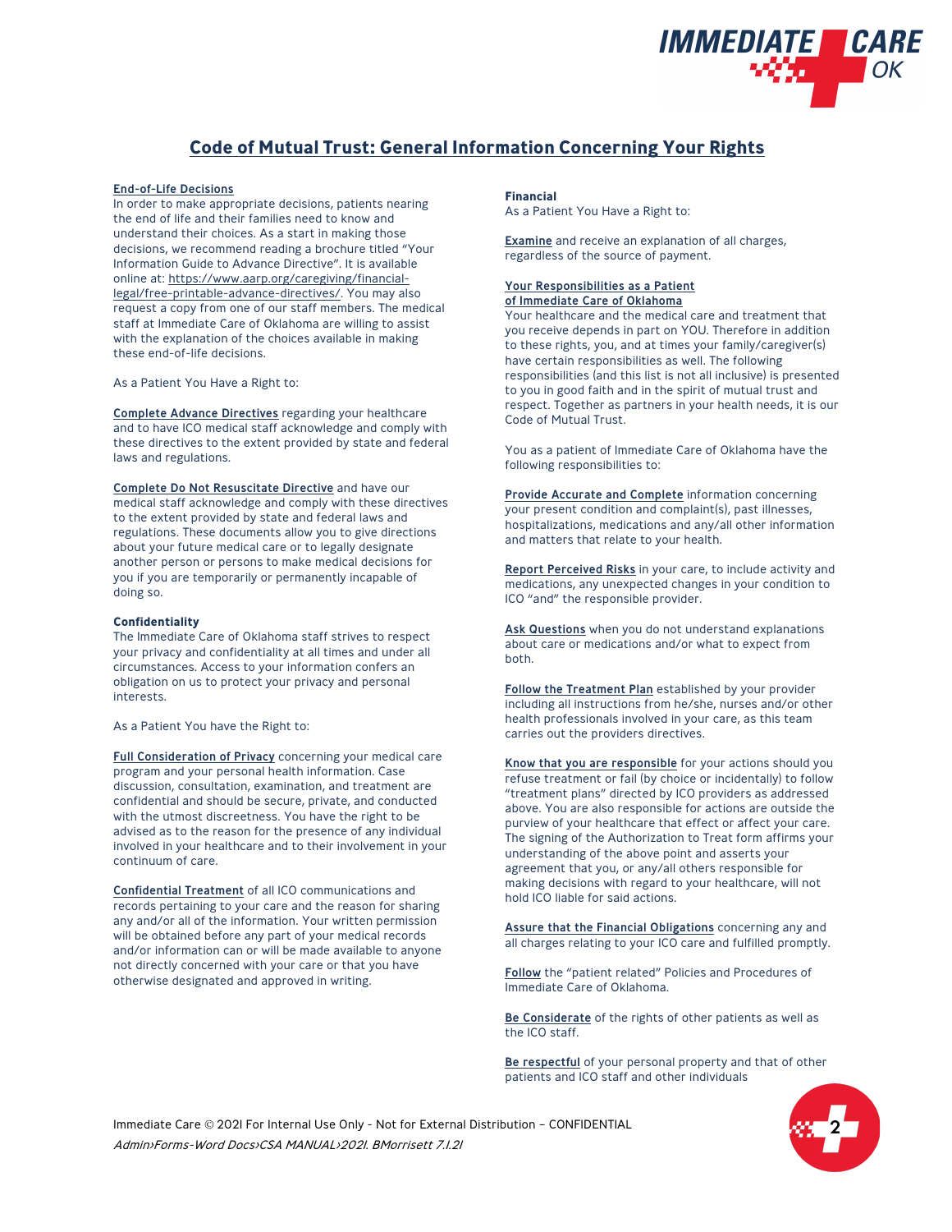# Code of Mutual Trust: General Information Concerning Your Rights

**End-of-Life Decisions**

In order to make appropriate decisions, patients nearing the end of life and their families need to know and understand their choices. As a start in making those decisions, we recommend reading a brochure titled "Your Information Guide to Advance Directive". It is available online at: https://www.aarp.org/caregiving/financial-legal/free-printable-advance-directives/. You may also request a copy from one of our staff members. The medical staff at Immediate Care of Oklahoma are willing to assist with the explanation of the choices available in making these end-of-life decisions.

As a Patient You Have a Right to:

**Complete Advance Directives** regarding your healthcare and to have ICO medical staff acknowledge and comply with these directives to the extent provided by state and federal laws and regulations.

**Complete Do Not Resuscitate Directive** and have our medical staff acknowledge and comply with these directives to the extent provided by state and federal laws and regulations. These documents allow you to give directions about your future medical care or to legally designate another person or persons to make medical decisions for you if you are temporarily or permanently incapable of doing so.

**Confidentiality**

The Immediate Care of Oklahoma staff strives to respect your privacy and confidentiality at all times and under all circumstances. Access to your information confers an obligation on us to protect your privacy and personal interests.

As a Patient You have the Right to:

**Full Consideration of Privacy** concerning your medical care program and your personal health information. Case discussion, consultation, examination, and treatment are confidential and should be secure, private, and conducted with the utmost discreetness. You have the right to be advised as to the reason for the presence of any individual involved in your healthcare and to their involvement in your continuum of care.

**Confidential Treatment** of all ICO communications and records pertaining to your care and the reason for sharing any and/or all of the information. Your written permission will be obtained before any part of your medical records and/or information can or will be made available to anyone not directly concerned with your care or that you have otherwise designated and approved in writing.

**Financial**

As a Patient You Have a Right to:

**Examine** and receive an explanation of all charges, regardless of the source of payment.

**Your Responsibilities as a Patient of Immediate Care of Oklahoma**

Your healthcare and the medical care and treatment that you receive depends in part on YOU. Therefore in addition to these rights, you, and at times your family/caregiver(s) have certain responsibilities as well. The following responsibilities (and this list is not all inclusive) is presented to you in good faith and in the spirit of mutual trust and respect. Together as partners in your health needs, it is our Code of Mutual Trust.

You as a patient of Immediate Care of Oklahoma have the following responsibilities to:

**Provide Accurate and Complete** information concerning your present condition and complaint(s), past illnesses, hospitalizations, medications and any/all other information and matters that relate to your health.

**Report Perceived Risks** in your care, to include activity and medications, any unexpected changes in your condition to ICO "and" the responsible provider.

**Ask Questions** when you do not understand explanations about care or medications and/or what to expect from both.

**Follow the Treatment Plan** established by your provider including all instructions from he/she, nurses and/or other health professionals involved in your care, as this team carries out the providers directives.

**Know that you are responsible** for your actions should you refuse treatment or fail (by choice or incidentally) to follow "treatment plans" directed by ICO providers as addressed above. You are also responsible for actions are outside the purview of your healthcare that effect or affect your care. The signing of the Authorization to Treat form affirms your understanding of the above point and asserts your agreement that you, or any/all others responsible for making decisions with regard to your healthcare, will not hold ICO liable for said actions.

**Assure that the Financial Obligations** concerning any and all charges relating to your ICO care and fulfilled promptly.

**Follow** the "patient related" Policies and Procedures of Immediate Care of Oklahoma.

**Be Considerate** of the rights of other patients as well as the ICO staff.

**Be respectful** of your personal property and that of other patients and ICO staff and other individuals